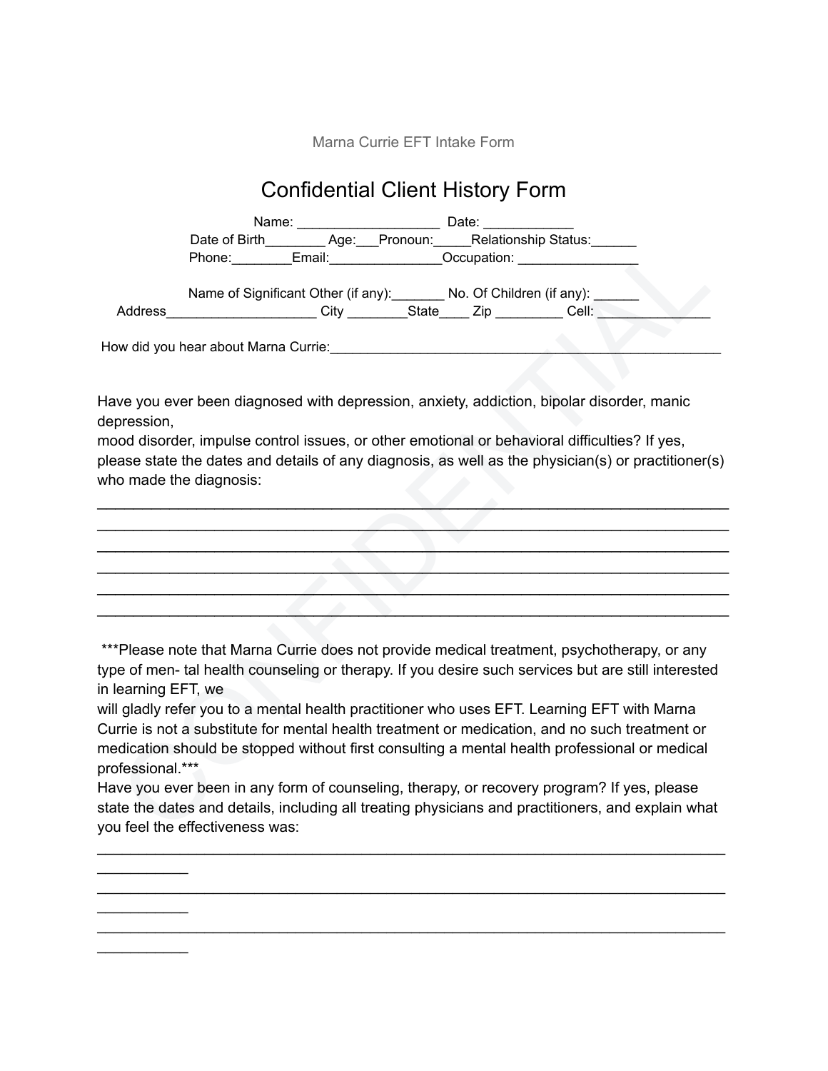Marna Currie EFT Intake Form

# Confidential Client History Form

Name: ___________________ Date: ____________

Date of Birth________ Age:___Pronoun:_____Relationship Status:______

Phone:________Email:_______________Occupation: ________________

Name of Significant Other (if any):_______ No. Of Children (if any): ______

Address____________________ City ________State____ Zip _________ Cell: _______________

How did you hear about Marna Currie:_____________________________________________________

Have you ever been diagnosed with depression, anxiety, addiction, bipolar disorder, manic depression,
mood disorder, impulse control issues, or other emotional or behavioral difficulties? If yes, please state the dates and details of any diagnosis, as well as the physician(s) or practitioner(s) who made the diagnosis:

_____________________________________________________________________________

_____________________________________________________________________________

_____________________________________________________________________________

_____________________________________________________________________________

_____________________________________________________________________________

_____________________________________________________________________________

***Please note that Marna Currie does not provide medical treatment, psychotherapy, or any type of men- tal health counseling or therapy. If you desire such services but are still interested in learning EFT, we
will gladly refer you to a mental health practitioner who uses EFT. Learning EFT with Marna Currie is not a substitute for mental health treatment or medication, and no such treatment or medication should be stopped without first consulting a mental health professional or medical professional.***

Have you ever been in any form of counseling, therapy, or recovery program? If yes, please state the dates and details, including all treating physicians and practitioners, and explain what you feel the effectiveness was:

_____________________________________________________________________________
___________

_____________________________________________________________________________
___________

_____________________________________________________________________________
___________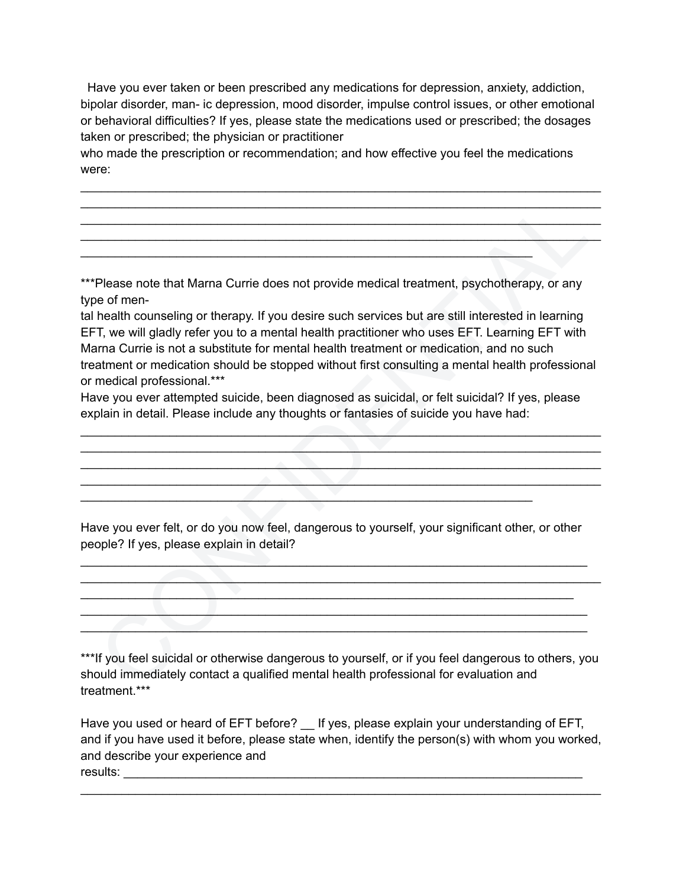Have you ever taken or been prescribed any medications for depression, anxiety, addiction, bipolar disorder, man- ic depression, mood disorder, impulse control issues, or other emotional or behavioral difficulties? If yes, please state the medications used or prescribed; the dosages taken or prescribed; the physician or practitioner who made the prescription or recommendation; and how effective you feel the medications were:

\_\_\_\_\_\_\_\_\_\_\_\_\_\_\_\_\_\_\_\_\_\_\_\_\_\_\_\_\_\_\_\_\_\_\_\_\_\_\_\_\_\_\_\_\_\_\_\_\_\_\_\_\_\_\_\_\_\_\_\_\_\_\_\_\_\_\_\_\_\_\_\_\_\_\_\_\_\_
\_\_\_\_\_\_\_\_\_\_\_\_\_\_\_\_\_\_\_\_\_\_\_\_\_\_\_\_\_\_\_\_\_\_\_\_\_\_\_\_\_\_\_\_\_\_\_\_\_\_\_\_\_\_\_\_\_\_\_\_\_\_\_\_\_\_\_\_\_\_\_\_\_\_\_\_\_\_
\_\_\_\_\_\_\_\_\_\_\_\_\_\_\_\_\_\_\_\_\_\_\_\_\_\_\_\_\_\_\_\_\_\_\_\_\_\_\_\_\_\_\_\_\_\_\_\_\_\_\_\_\_\_\_\_\_\_\_\_\_\_\_\_\_\_\_\_\_\_\_\_\_\_\_\_\_\_
\_\_\_\_\_\_\_\_\_\_\_\_\_\_\_\_\_\_\_\_\_\_\_\_\_\_\_\_\_\_\_\_\_\_\_\_\_\_\_\_\_\_\_\_\_\_\_\_\_\_\_\_\_\_\_\_\_\_\_\_\_\_\_\_\_\_\_\_\_\_\_\_\_\_\_\_\_\_
\_\_\_\_\_\_\_\_\_\_\_\_\_\_\_\_\_\_\_\_\_\_\_\_\_\_\_\_\_\_\_\_\_\_\_\_\_\_\_\_\_\_\_\_\_\_\_\_\_\_\_\_\_\_\_\_\_\_\_\_\_\_\_\_\_

\*\*\*Please note that Marna Currie does not provide medical treatment, psychotherapy, or any type of mental health counseling or therapy. If you desire such services but are still interested in learning EFT, we will gladly refer you to a mental health practitioner who uses EFT. Learning EFT with Marna Currie is not a substitute for mental health treatment or medication, and no such treatment or medication should be stopped without first consulting a mental health professional or medical professional.\*\*\*

Have you ever attempted suicide, been diagnosed as suicidal, or felt suicidal? If yes, please explain in detail. Please include any thoughts or fantasies of suicide you have had:

\_\_\_\_\_\_\_\_\_\_\_\_\_\_\_\_\_\_\_\_\_\_\_\_\_\_\_\_\_\_\_\_\_\_\_\_\_\_\_\_\_\_\_\_\_\_\_\_\_\_\_\_\_\_\_\_\_\_\_\_\_\_\_\_\_\_\_\_\_\_\_\_\_\_\_\_\_\_
\_\_\_\_\_\_\_\_\_\_\_\_\_\_\_\_\_\_\_\_\_\_\_\_\_\_\_\_\_\_\_\_\_\_\_\_\_\_\_\_\_\_\_\_\_\_\_\_\_\_\_\_\_\_\_\_\_\_\_\_\_\_\_\_\_\_\_\_\_\_\_\_\_\_\_\_\_\_
\_\_\_\_\_\_\_\_\_\_\_\_\_\_\_\_\_\_\_\_\_\_\_\_\_\_\_\_\_\_\_\_\_\_\_\_\_\_\_\_\_\_\_\_\_\_\_\_\_\_\_\_\_\_\_\_\_\_\_\_\_\_\_\_\_\_\_\_\_\_\_\_\_\_\_\_\_\_
\_\_\_\_\_\_\_\_\_\_\_\_\_\_\_\_\_\_\_\_\_\_\_\_\_\_\_\_\_\_\_\_\_\_\_\_\_\_\_\_\_\_\_\_\_\_\_\_\_\_\_\_\_\_\_\_\_\_\_\_\_\_\_\_\_\_\_\_\_\_\_\_\_\_\_\_\_\_
\_\_\_\_\_\_\_\_\_\_\_\_\_\_\_\_\_\_\_\_\_\_\_\_\_\_\_\_\_\_\_\_\_\_\_\_\_\_\_\_\_\_\_\_\_\_\_\_\_\_\_\_\_\_\_\_\_\_\_\_\_\_\_\_\_

Have you ever felt, or do you now feel, dangerous to yourself, your significant other, or other people? If yes, please explain in detail?

\_\_\_\_\_\_\_\_\_\_\_\_\_\_\_\_\_\_\_\_\_\_\_\_\_\_\_\_\_\_\_\_\_\_\_\_\_\_\_\_\_\_\_\_\_\_\_\_\_\_\_\_\_\_\_\_\_\_\_\_\_\_\_\_\_\_\_\_\_\_\_\_\_\_\_\_
\_\_\_\_\_\_\_\_\_\_\_\_\_\_\_\_\_\_\_\_\_\_\_\_\_\_\_\_\_\_\_\_\_\_\_\_\_\_\_\_\_\_\_\_\_\_\_\_\_\_\_\_\_\_\_\_\_\_\_\_\_\_\_\_\_\_\_\_\_\_\_\_\_\_\_\_\_\_
\_\_\_\_\_\_\_\_\_\_\_\_\_\_\_\_\_\_\_\_\_\_\_\_\_\_\_\_\_\_\_\_\_\_\_\_\_\_\_\_\_\_\_\_\_\_\_\_\_\_\_\_\_\_\_\_\_\_\_\_\_\_\_\_\_\_\_\_\_\_\_\_\_\_
\_\_\_\_\_\_\_\_\_\_\_\_\_\_\_\_\_\_\_\_\_\_\_\_\_\_\_\_\_\_\_\_\_\_\_\_\_\_\_\_\_\_\_\_\_\_\_\_\_\_\_\_\_\_\_\_\_\_\_\_\_\_\_\_\_\_\_\_\_\_\_\_\_\_\_\_
\_\_\_\_\_\_\_\_\_\_\_\_\_\_\_\_\_\_\_\_\_\_\_\_\_\_\_\_\_\_\_\_\_\_\_\_\_\_\_\_\_\_\_\_\_\_\_\_\_\_\_\_\_\_\_\_\_\_\_\_\_\_\_\_\_\_\_\_\_\_\_\_\_\_\_\_

\*\*\*If you feel suicidal or otherwise dangerous to yourself, or if you feel dangerous to others, you should immediately contact a qualified mental health professional for evaluation and treatment.\*\*\*

Have you used or heard of EFT before? \_\_ If yes, please explain your understanding of EFT, and if you have used it before, please state when, identify the person(s) with whom you worked, and describe your experience and results: \_\_\_\_\_\_\_\_\_\_\_\_\_\_\_\_\_\_\_\_\_\_\_\_\_\_\_\_\_\_\_\_\_\_\_\_\_\_\_\_\_\_\_\_\_\_\_\_\_\_\_\_\_\_\_\_\_\_\_\_\_\_\_\_\_\_
\_\_\_\_\_\_\_\_\_\_\_\_\_\_\_\_\_\_\_\_\_\_\_\_\_\_\_\_\_\_\_\_\_\_\_\_\_\_\_\_\_\_\_\_\_\_\_\_\_\_\_\_\_\_\_\_\_\_\_\_\_\_\_\_\_\_\_\_\_\_\_\_\_\_\_\_\_\_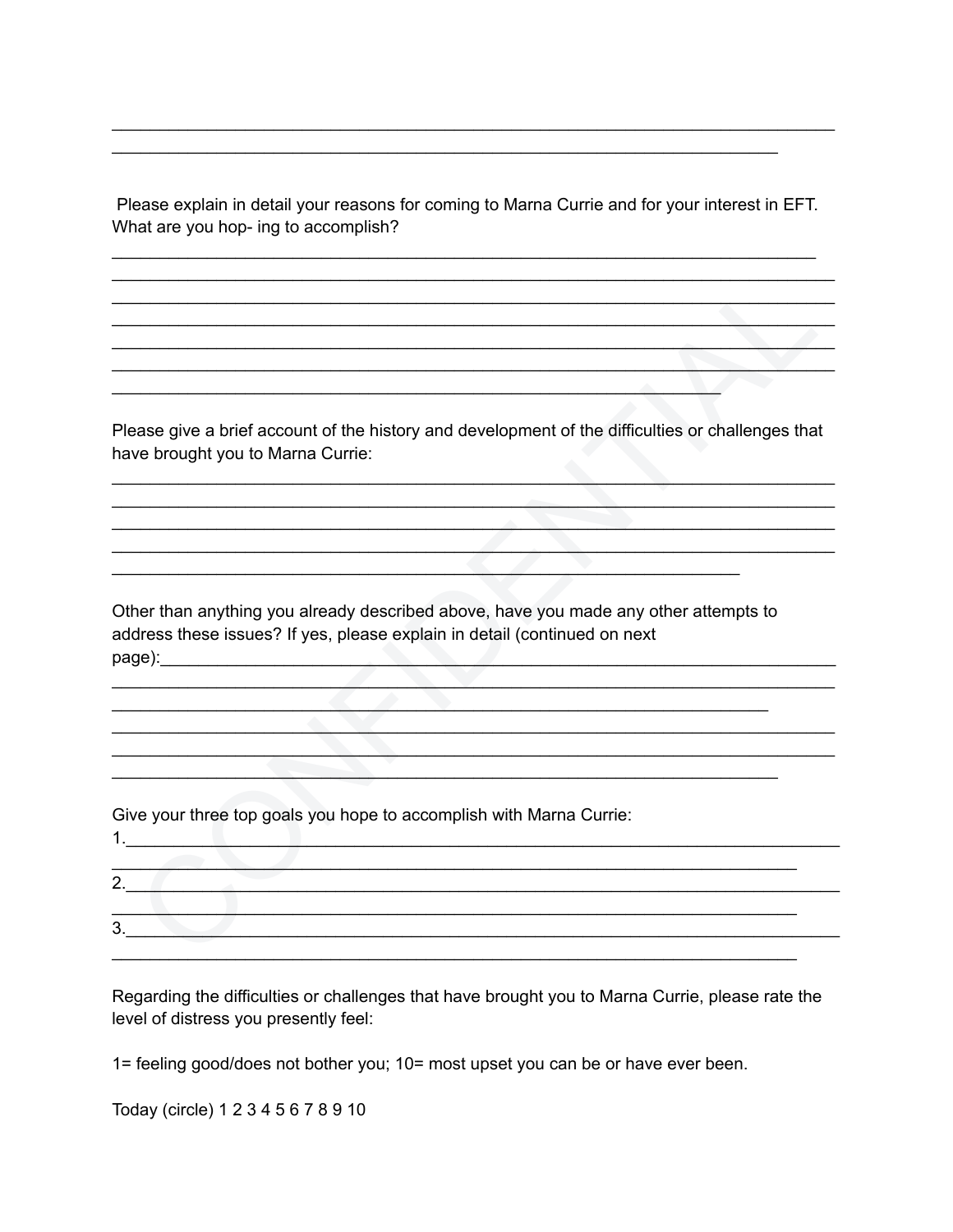________________________________________________________________________
__________________________________________________________________

Please explain in detail your reasons for coming to Marna Currie and for your interest in EFT. What are you hop- ing to accomplish?

______________________________________________________________________
________________________________________________________________________
________________________________________________________________________
________________________________________________________________________
________________________________________________________________________
________________________________________________________________________
____________________________________________________________

Please give a brief account of the history and development of the difficulties or challenges that have brought you to Marna Currie:

________________________________________________________________________
________________________________________________________________________
________________________________________________________________________
________________________________________________________________________
______________________________________________________________

Other than anything you already described above, have you made any other attempts to address these issues? If yes, please explain in detail (continued on next page):_________________________________________________________________
________________________________________________________________________
_________________________________________________________________
________________________________________________________________________
________________________________________________________________________
__________________________________________________________________

Give your three top goals you hope to accomplish with Marna Currie:

1.______________________________________________________________________
____________________________________________________________________

2.______________________________________________________________________
____________________________________________________________________

3.______________________________________________________________________
____________________________________________________________________

Regarding the difficulties or challenges that have brought you to Marna Currie, please rate the level of distress you presently feel:

1= feeling good/does not bother you; 10= most upset you can be or have ever been.

Today (circle) 1 2 3 4 5 6 7 8 9 10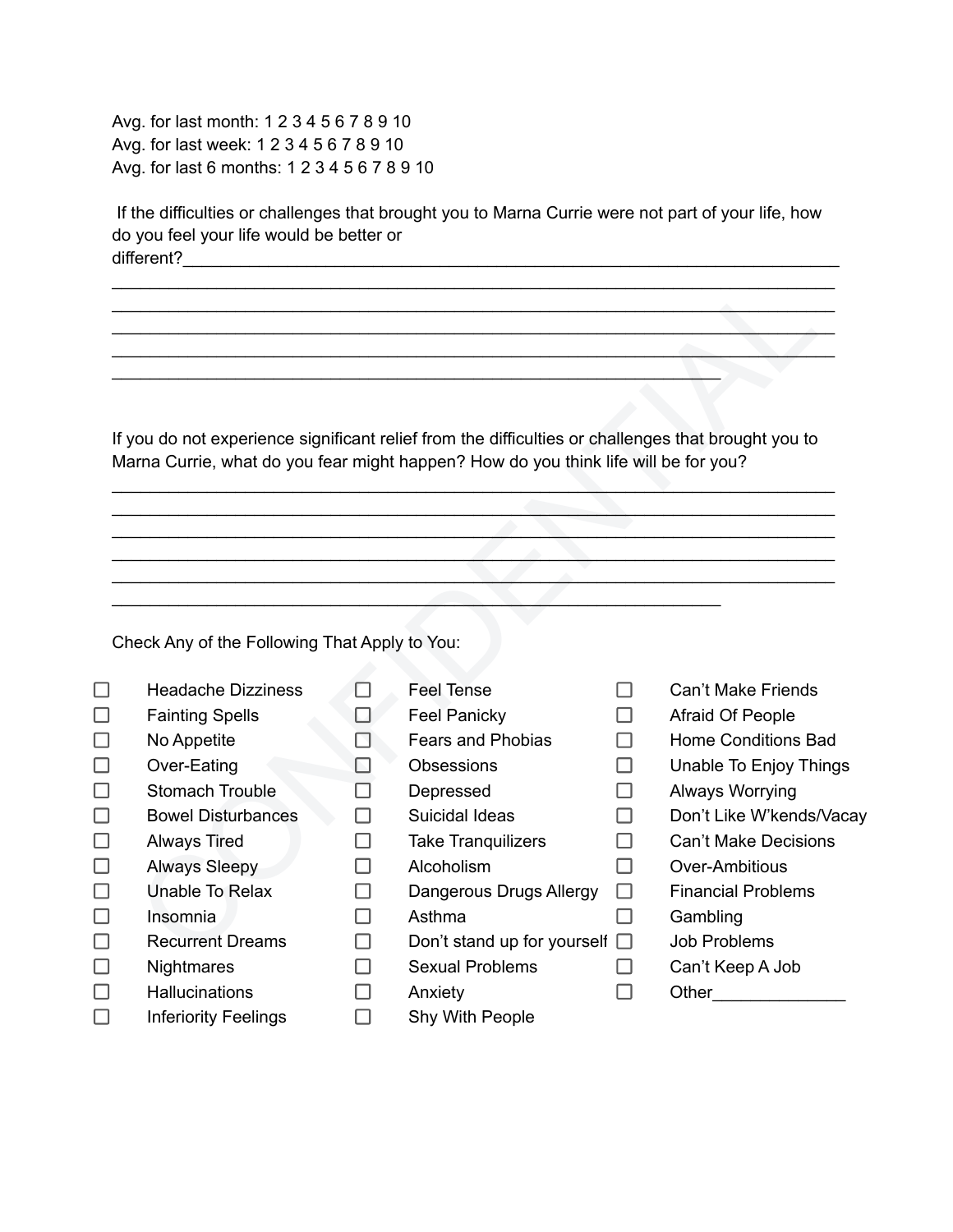Avg. for last month: 1 2 3 4 5 6 7 8 9 10
Avg. for last week: 1 2 3 4 5 6 7 8 9 10
Avg. for last 6 months: 1 2 3 4 5 6 7 8 9 10

If the difficulties or challenges that brought you to Marna Currie were not part of your life, how do you feel your life would be better or different?_______________________________________________________________________
_______________________________________________________________________________
_______________________________________________________________________________
_______________________________________________________________________________
_______________________________________________________________________________
__________________________________________________________________

If you do not experience significant relief from the difficulties or challenges that brought you to Marna Currie, what do you fear might happen? How do you think life will be for you?
_______________________________________________________________________________
_______________________________________________________________________________
_______________________________________________________________________________
_______________________________________________________________________________
_______________________________________________________________________________
__________________________________________________________________

Check Any of the Following That Apply to You:

- ☐ Headache Dizziness
- ☐ Fainting Spells
- ☐ No Appetite
- ☐ Over-Eating
- ☐ Stomach Trouble
- ☐ Bowel Disturbances
- ☐ Always Tired
- ☐ Always Sleepy
- ☐ Unable To Relax
- ☐ Insomnia
- ☐ Recurrent Dreams
- ☐ Nightmares
- ☐ Hallucinations
- ☐ Inferiority Feelings
- ☐ Feel Tense
- ☐ Feel Panicky
- ☐ Fears and Phobias
- ☐ Obsessions
- ☐ Depressed
- ☐ Suicidal Ideas
- ☐ Take Tranquilizers
- ☐ Alcoholism
- ☐ Dangerous Drugs Allergy
- ☐ Asthma
- ☐ Don't stand up for yourself
- ☐ Sexual Problems
- ☐ Anxiety
- ☐ Shy With People
- ☐ Can't Make Friends
- ☐ Afraid Of People
- ☐ Home Conditions Bad
- ☐ Unable To Enjoy Things
- ☐ Always Worrying
- ☐ Don't Like W'kends/Vacay
- ☐ Can't Make Decisions
- ☐ Over-Ambitious
- ☐ Financial Problems
- ☐ Gambling
- ☐ Job Problems
- ☐ Can't Keep A Job
- ☐ Other______________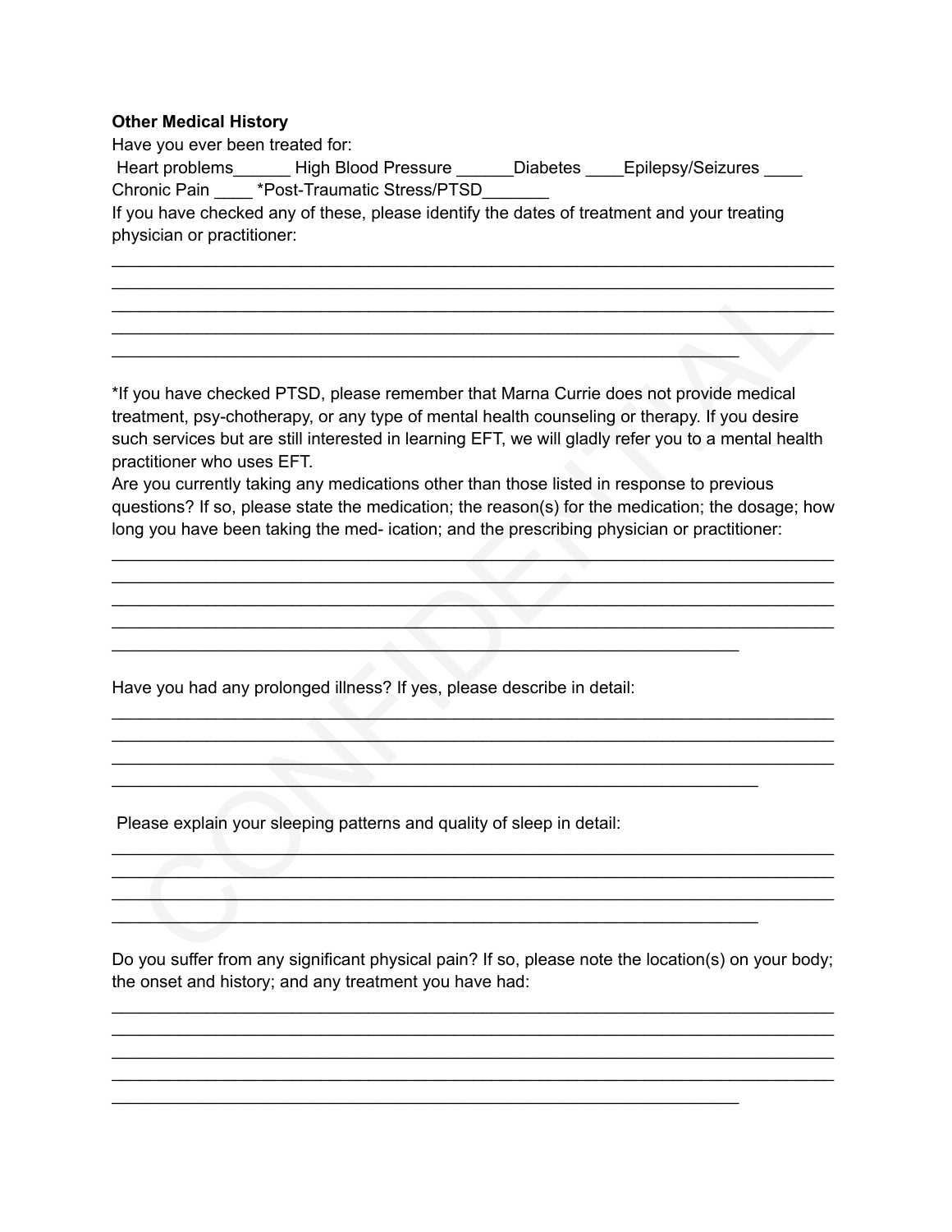**Other Medical History**

Have you ever been treated for:

Heart problems______ High Blood Pressure ______Diabetes ____Epilepsy/Seizures ____ Chronic Pain ____ *Post-Traumatic Stress/PTSD_______

If you have checked any of these, please identify the dates of treatment and your treating physician or practitioner:

______________________________________________________________________________
______________________________________________________________________________
______________________________________________________________________________
______________________________________________________________________________
_____________________________________________________________________

*If you have checked PTSD, please remember that Marna Currie does not provide medical treatment, psy-chotherapy, or any type of mental health counseling or therapy. If you desire such services but are still interested in learning EFT, we will gladly refer you to a mental health practitioner who uses EFT.

Are you currently taking any medications other than those listed in response to previous questions? If so, please state the medication; the reason(s) for the medication; the dosage; how long you have been taking the med- ication; and the prescribing physician or practitioner:

______________________________________________________________________________
______________________________________________________________________________
______________________________________________________________________________
______________________________________________________________________________
_____________________________________________________________________

Have you had any prolonged illness? If yes, please describe in detail:

______________________________________________________________________________
______________________________________________________________________________
______________________________________________________________________________
_______________________________________________________________________

Please explain your sleeping patterns and quality of sleep in detail:

______________________________________________________________________________
______________________________________________________________________________
______________________________________________________________________________
_______________________________________________________________________

Do you suffer from any significant physical pain? If so, please note the location(s) on your body; the onset and history; and any treatment you have had:

______________________________________________________________________________
______________________________________________________________________________
______________________________________________________________________________
______________________________________________________________________________
_____________________________________________________________________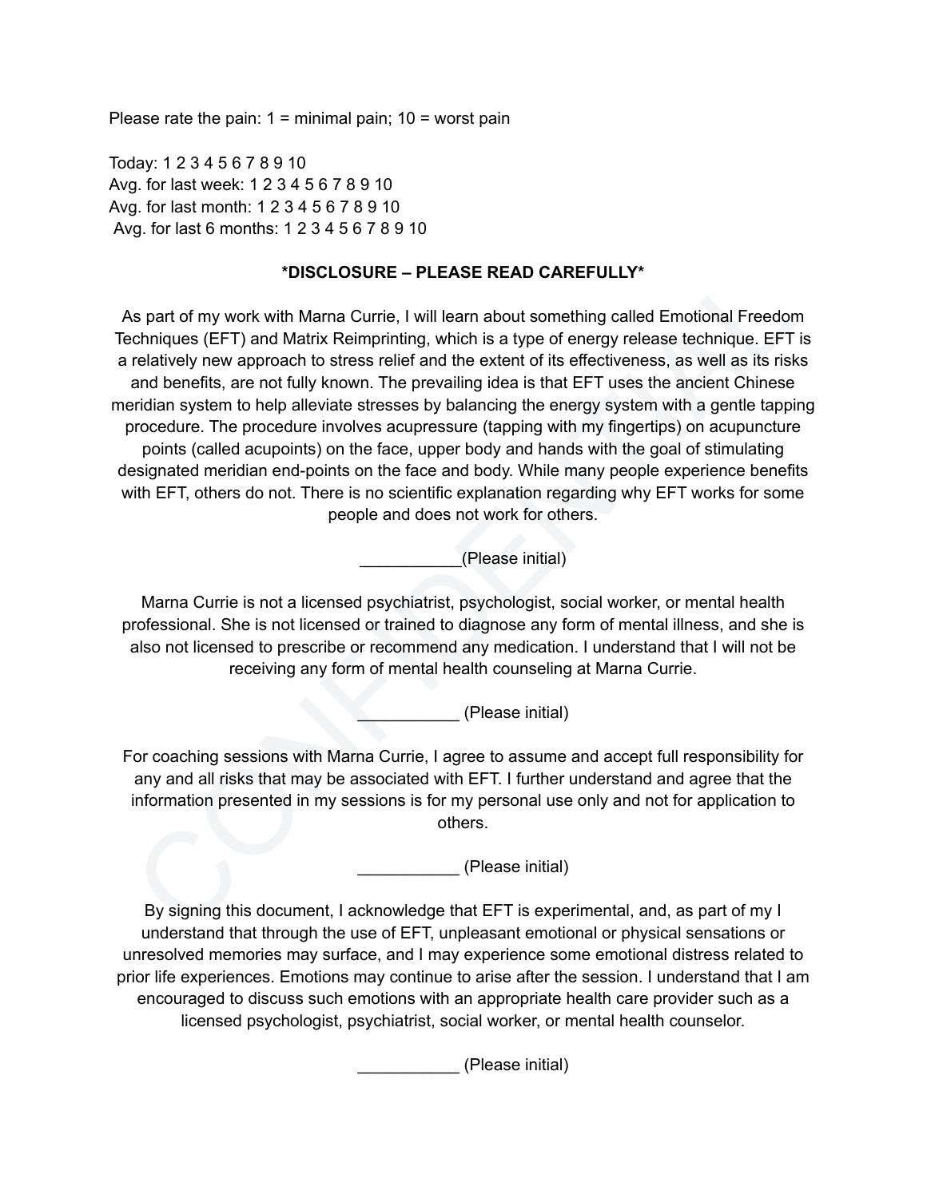Please rate the pain: 1 = minimal pain; 10 = worst pain

Today: 1 2 3 4 5 6 7 8 9 10
Avg. for last week: 1 2 3 4 5 6 7 8 9 10
Avg. for last month: 1 2 3 4 5 6 7 8 9 10
Avg. for last 6 months: 1 2 3 4 5 6 7 8 9 10

**\*DISCLOSURE – PLEASE READ CAREFULLY\***

As part of my work with Marna Currie, I will learn about something called Emotional Freedom Techniques (EFT) and Matrix Reimprinting, which is a type of energy release technique. EFT is a relatively new approach to stress relief and the extent of its effectiveness, as well as its risks and benefits, are not fully known. The prevailing idea is that EFT uses the ancient Chinese meridian system to help alleviate stresses by balancing the energy system with a gentle tapping procedure. The procedure involves acupressure (tapping with my fingertips) on acupuncture points (called acupoints) on the face, upper body and hands with the goal of stimulating designated meridian end-points on the face and body. While many people experience benefits with EFT, others do not. There is no scientific explanation regarding why EFT works for some people and does not work for others.

___________(Please initial)

Marna Currie is not a licensed psychiatrist, psychologist, social worker, or mental health professional. She is not licensed or trained to diagnose any form of mental illness, and she is also not licensed to prescribe or recommend any medication. I understand that I will not be receiving any form of mental health counseling at Marna Currie.

___________ (Please initial)

For coaching sessions with Marna Currie, I agree to assume and accept full responsibility for any and all risks that may be associated with EFT. I further understand and agree that the information presented in my sessions is for my personal use only and not for application to others.

___________ (Please initial)

By signing this document, I acknowledge that EFT is experimental, and, as part of my I understand that through the use of EFT, unpleasant emotional or physical sensations or unresolved memories may surface, and I may experience some emotional distress related to prior life experiences. Emotions may continue to arise after the session. I understand that I am encouraged to discuss such emotions with an appropriate health care provider such as a licensed psychologist, psychiatrist, social worker, or mental health counselor.

___________ (Please initial)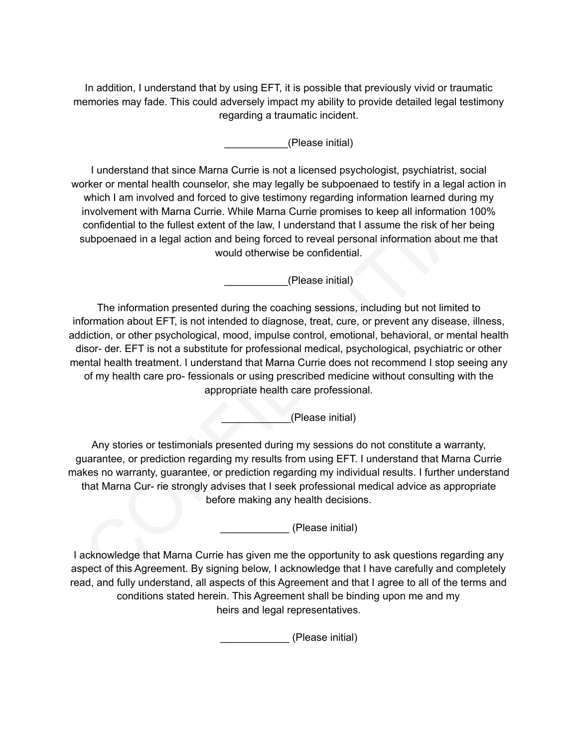In addition, I understand that by using EFT, it is possible that previously vivid or traumatic memories may fade. This could adversely impact my ability to provide detailed legal testimony regarding a traumatic incident.

___________(Please initial)

I understand that since Marna Currie is not a licensed psychologist, psychiatrist, social worker or mental health counselor, she may legally be subpoenaed to testify in a legal action in which I am involved and forced to give testimony regarding information learned during my involvement with Marna Currie. While Marna Currie promises to keep all information 100% confidential to the fullest extent of the law, I understand that I assume the risk of her being subpoenaed in a legal action and being forced to reveal personal information about me that would otherwise be confidential.

___________(Please initial)

The information presented during the coaching sessions, including but not limited to information about EFT, is not intended to diagnose, treat, cure, or prevent any disease, illness, addiction, or other psychological, mood, impulse control, emotional, behavioral, or mental health disor- der. EFT is not a substitute for professional medical, psychological, psychiatric or other mental health treatment. I understand that Marna Currie does not recommend I stop seeing any of my health care pro- fessionals or using prescribed medicine without consulting with the appropriate health care professional.

____________(Please initial)

Any stories or testimonials presented during my sessions do not constitute a warranty, guarantee, or prediction regarding my results from using EFT. I understand that Marna Currie makes no warranty, guarantee, or prediction regarding my individual results. I further understand that Marna Cur- rie strongly advises that I seek professional medical advice as appropriate before making any health decisions.

____________ (Please initial)

I acknowledge that Marna Currie has given me the opportunity to ask questions regarding any aspect of this Agreement. By signing below, I acknowledge that I have carefully and completely read, and fully understand, all aspects of this Agreement and that I agree to all of the terms and conditions stated herein. This Agreement shall be binding upon me and my heirs and legal representatives.

____________ (Please initial)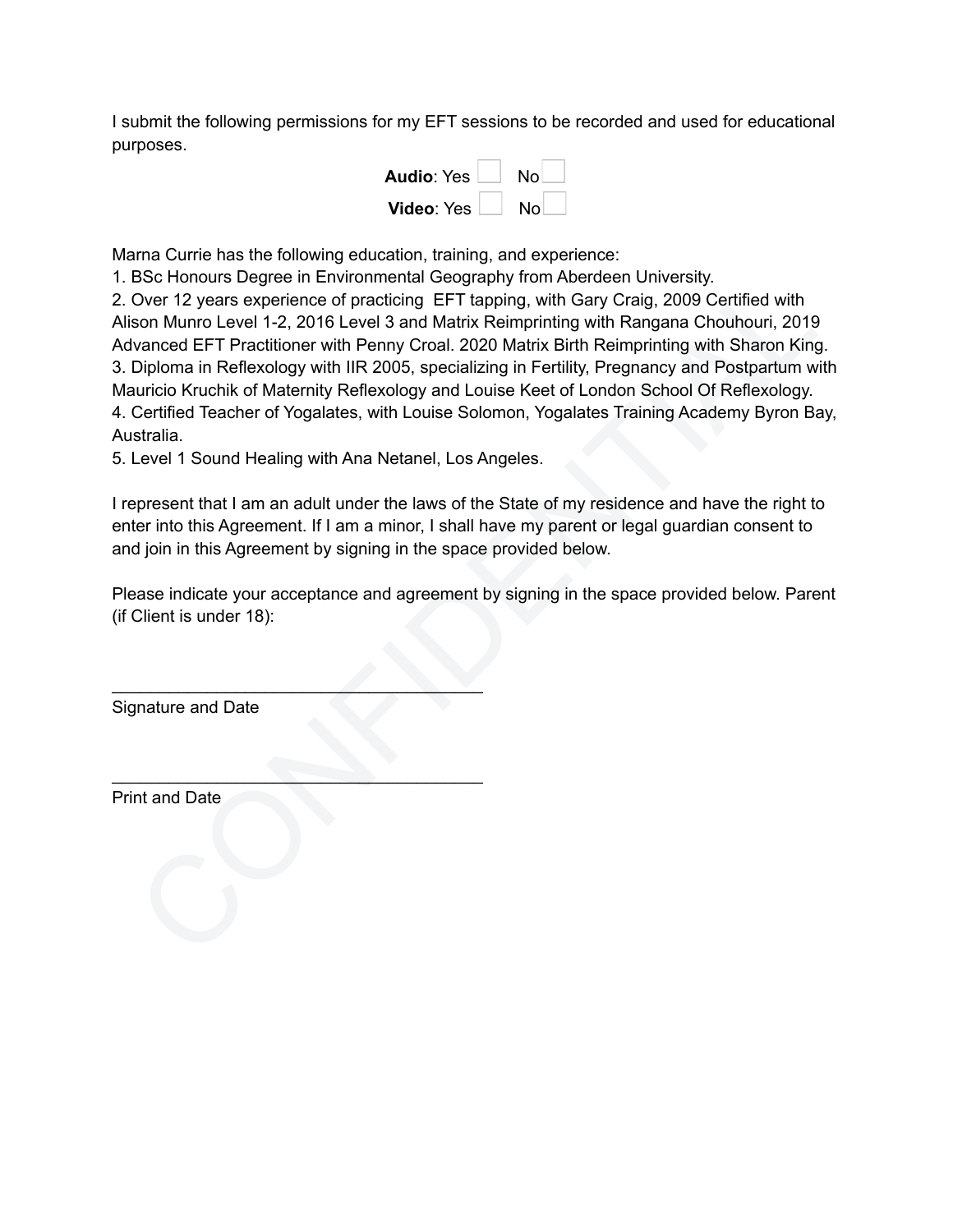I submit the following permissions for my EFT sessions to be recorded and used for educational purposes.

**Audio**: Yes ☐ No ☐

**Video**: Yes ☐ No ☐

Marna Currie has the following education, training, and experience:

1. BSc Honours Degree in Environmental Geography from Aberdeen University.
2. Over 12 years experience of practicing EFT tapping, with Gary Craig, 2009 Certified with Alison Munro Level 1-2, 2016 Level 3 and Matrix Reimprinting with Rangana Chouhouri, 2019 Advanced EFT Practitioner with Penny Croal. 2020 Matrix Birth Reimprinting with Sharon King.
3. Diploma in Reflexology with IIR 2005, specializing in Fertility, Pregnancy and Postpartum with Mauricio Kruchik of Maternity Reflexology and Louise Keet of London School Of Reflexology.
4. Certified Teacher of Yogalates, with Louise Solomon, Yogalates Training Academy Byron Bay, Australia.
5. Level 1 Sound Healing with Ana Netanel, Los Angeles.

I represent that I am an adult under the laws of the State of my residence and have the right to enter into this Agreement. If I am a minor, I shall have my parent or legal guardian consent to and join in this Agreement by signing in the space provided below.

Please indicate your acceptance and agreement by signing in the space provided below. Parent (if Client is under 18):

\_\_\_\_\_\_\_\_\_\_\_\_\_\_\_\_\_\_\_\_\_\_\_\_\_\_\_\_\_\_\_\_\_\_\_\_\_\_\_\_

Signature and Date

\_\_\_\_\_\_\_\_\_\_\_\_\_\_\_\_\_\_\_\_\_\_\_\_\_\_\_\_\_\_\_\_\_\_\_\_\_\_\_\_

Print and Date